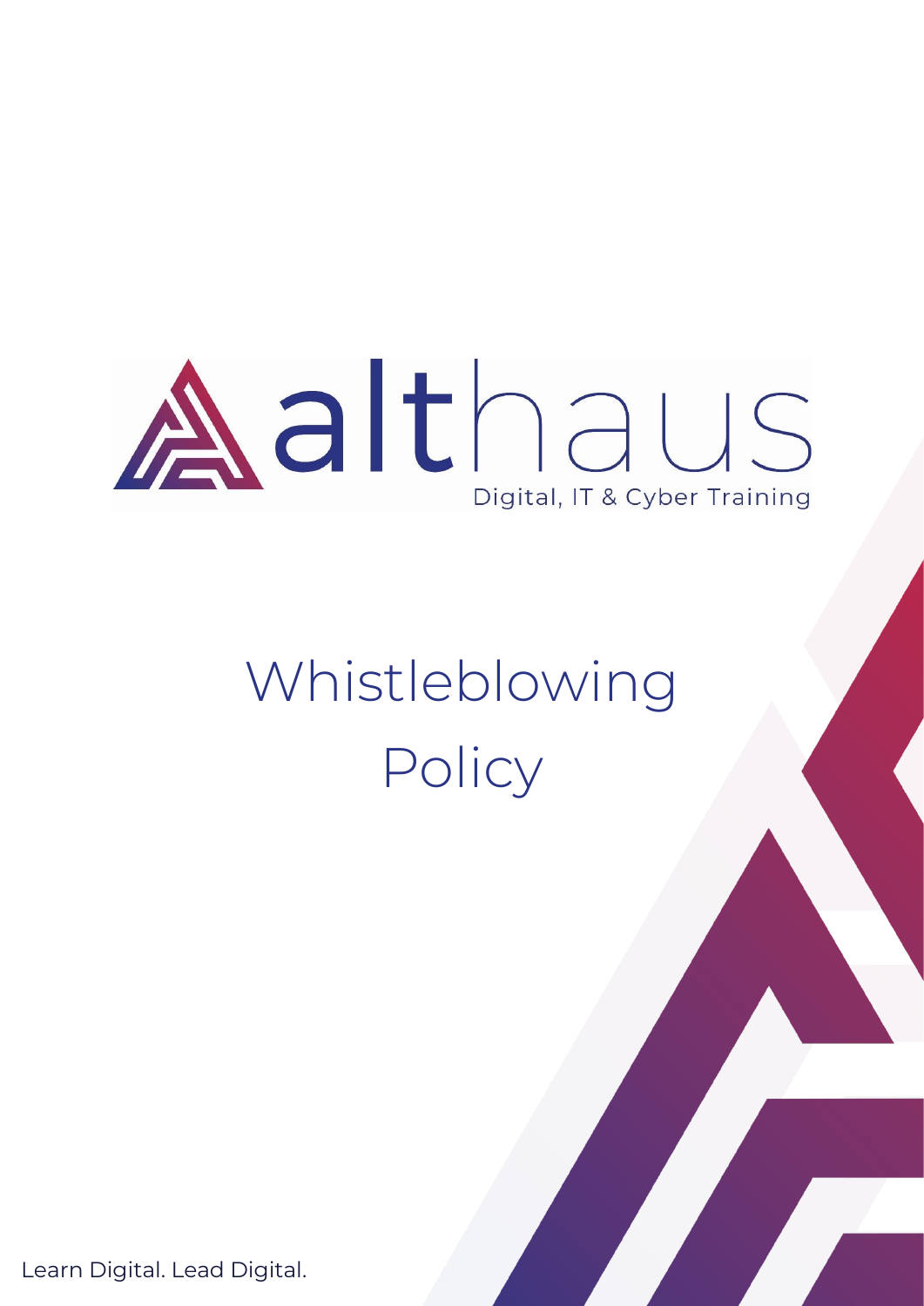althaus

Digital, IT & Cyber Training

# Whistleblowing Policy

Learn Digital. Lead Digital.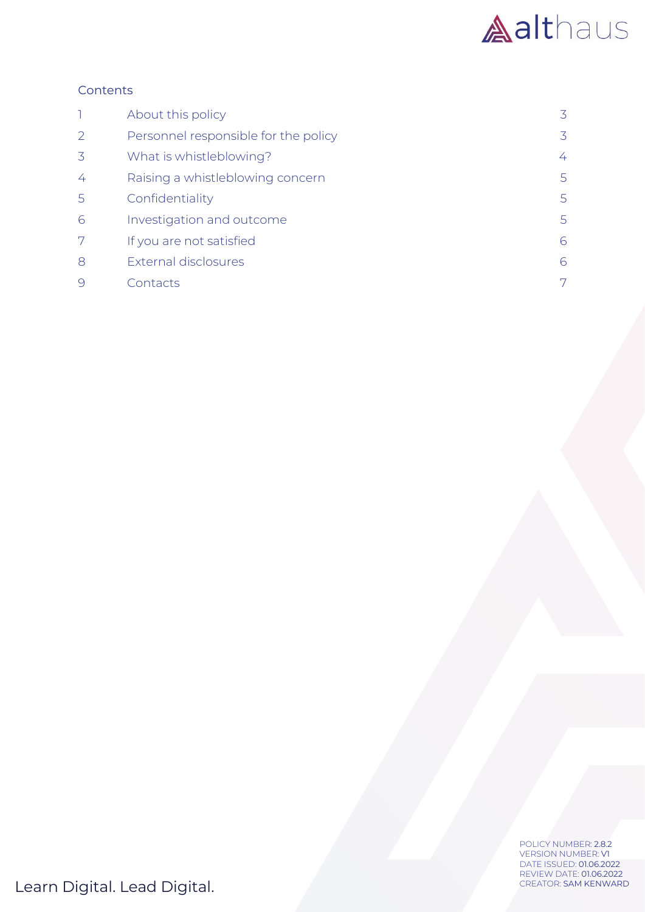## Contents

| | | |
|---|---|---|
| 1 | About this policy | 3 |
| 2 | Personnel responsible for the policy | 3 |
| 3 | What is whistleblowing? | 4 |
| 4 | Raising a whistleblowing concern | 5 |
| 5 | Confidentiality | 5 |
| 6 | Investigation and outcome | 5 |
| 7 | If you are not satisfied | 6 |
| 8 | External disclosures | 6 |
| 9 | Contacts | 7 |

POLICY NUMBER: 2.8.2
VERSION NUMBER: V1
DATE ISSUED: 01.06.2022
REVIEW DATE: 01.06.2022
CREATOR: SAM KENWARD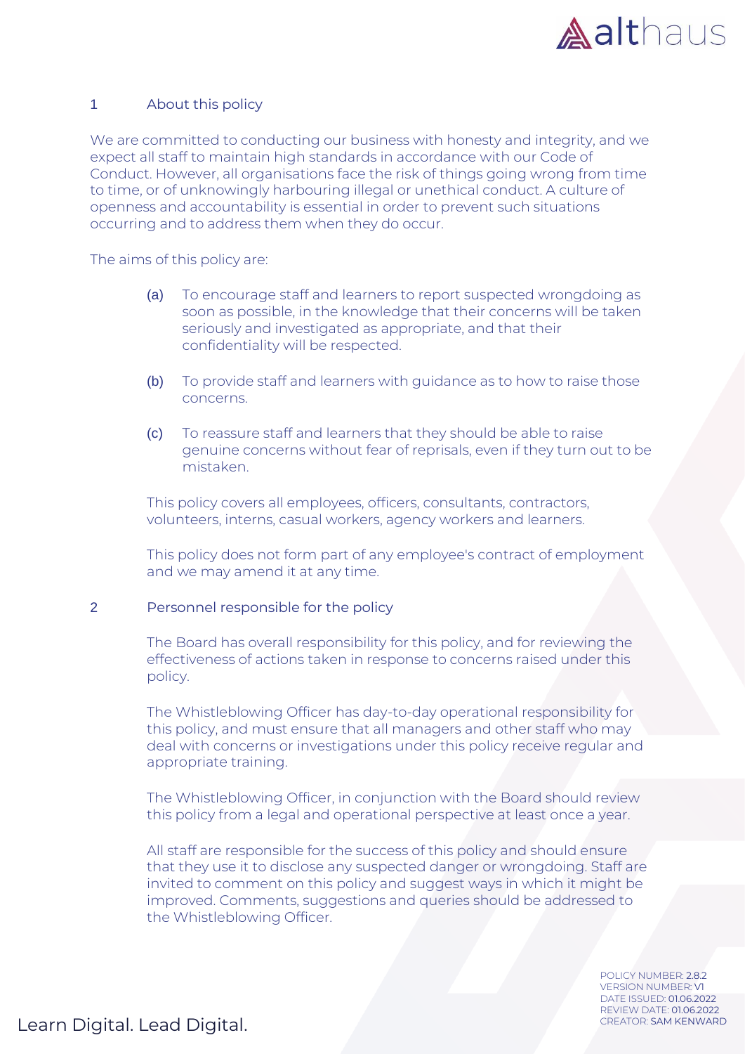## 1 About this policy

We are committed to conducting our business with honesty and integrity, and we expect all staff to maintain high standards in accordance with our Code of Conduct. However, all organisations face the risk of things going wrong from time to time, or of unknowingly harbouring illegal or unethical conduct. A culture of openness and accountability is essential in order to prevent such situations occurring and to address them when they do occur.

The aims of this policy are:

(a) To encourage staff and learners to report suspected wrongdoing as soon as possible, in the knowledge that their concerns will be taken seriously and investigated as appropriate, and that their confidentiality will be respected.

(b) To provide staff and learners with guidance as to how to raise those concerns.

(c) To reassure staff and learners that they should be able to raise genuine concerns without fear of reprisals, even if they turn out to be mistaken.

This policy covers all employees, officers, consultants, contractors, volunteers, interns, casual workers, agency workers and learners.

This policy does not form part of any employee's contract of employment and we may amend it at any time.

## 2 Personnel responsible for the policy

The Board has overall responsibility for this policy, and for reviewing the effectiveness of actions taken in response to concerns raised under this policy.

The Whistleblowing Officer has day-to-day operational responsibility for this policy, and must ensure that all managers and other staff who may deal with concerns or investigations under this policy receive regular and appropriate training.

The Whistleblowing Officer, in conjunction with the Board should review this policy from a legal and operational perspective at least once a year.

All staff are responsible for the success of this policy and should ensure that they use it to disclose any suspected danger or wrongdoing. Staff are invited to comment on this policy and suggest ways in which it might be improved. Comments, suggestions and queries should be addressed to the Whistleblowing Officer.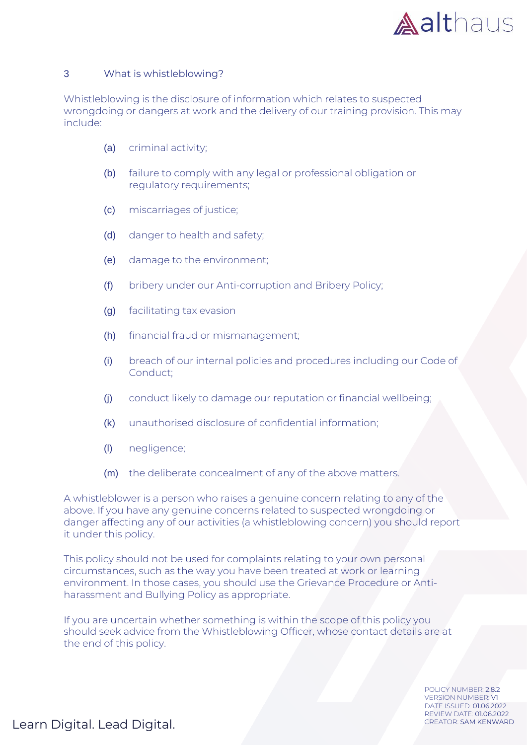## 3 What is whistleblowing?

Whistleblowing is the disclosure of information which relates to suspected wrongdoing or dangers at work and the delivery of our training provision. This may include:

(a) criminal activity;

(b) failure to comply with any legal or professional obligation or regulatory requirements;

(c) miscarriages of justice;

(d) danger to health and safety;

(e) damage to the environment;

(f) bribery under our Anti-corruption and Bribery Policy;

(g) facilitating tax evasion

(h) financial fraud or mismanagement;

(i) breach of our internal policies and procedures including our Code of Conduct;

(j) conduct likely to damage our reputation or financial wellbeing;

(k) unauthorised disclosure of confidential information;

(l) negligence;

(m) the deliberate concealment of any of the above matters.

A whistleblower is a person who raises a genuine concern relating to any of the above. If you have any genuine concerns related to suspected wrongdoing or danger affecting any of our activities (a whistleblowing concern) you should report it under this policy.

This policy should not be used for complaints relating to your own personal circumstances, such as the way you have been treated at work or learning environment. In those cases, you should use the Grievance Procedure or Anti-harassment and Bullying Policy as appropriate.

If you are uncertain whether something is within the scope of this policy you should seek advice from the Whistleblowing Officer, whose contact details are at the end of this policy.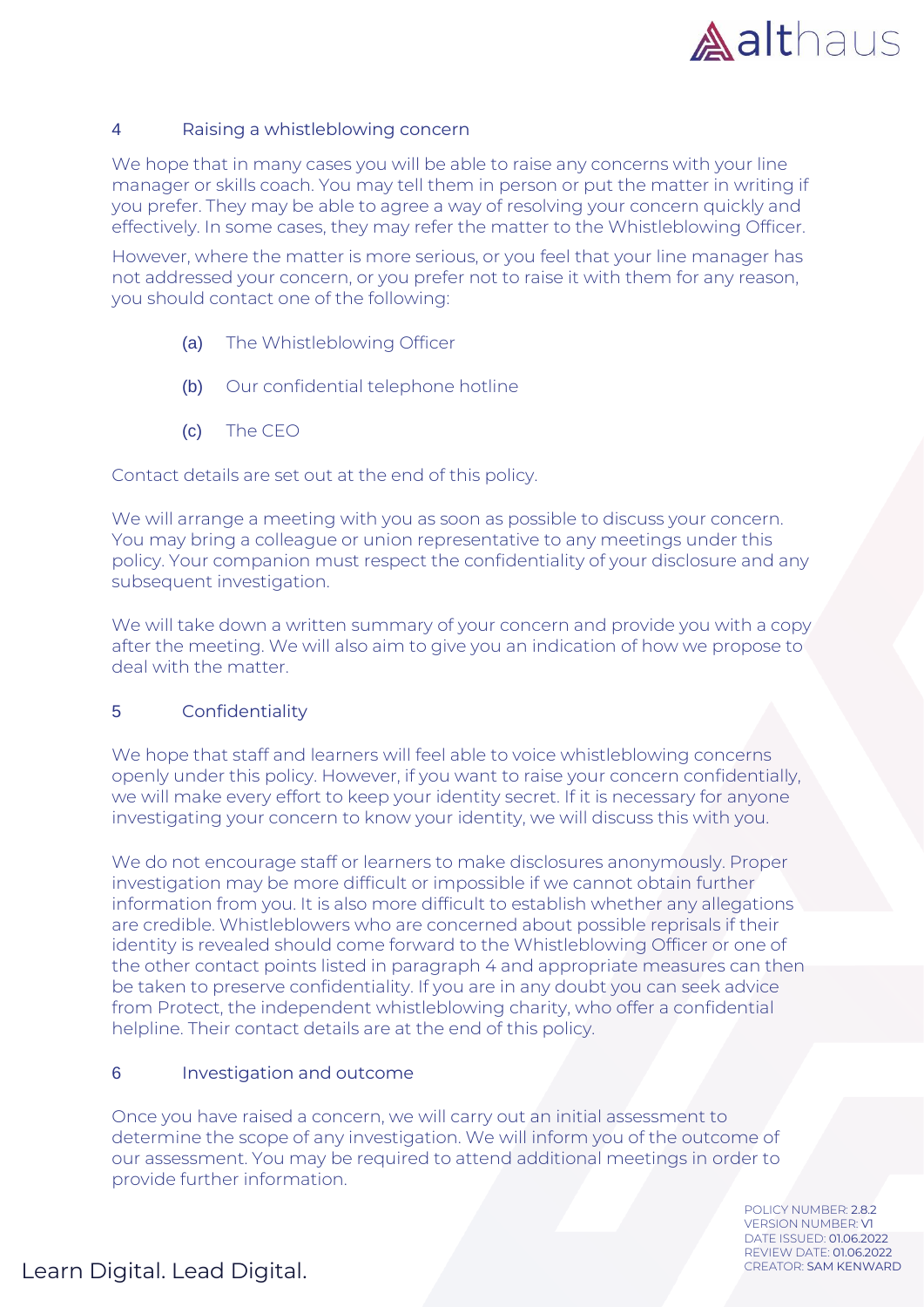## 4 Raising a whistleblowing concern

We hope that in many cases you will be able to raise any concerns with your line manager or skills coach. You may tell them in person or put the matter in writing if you prefer. They may be able to agree a way of resolving your concern quickly and effectively. In some cases, they may refer the matter to the Whistleblowing Officer.

However, where the matter is more serious, or you feel that your line manager has not addressed your concern, or you prefer not to raise it with them for any reason, you should contact one of the following:

(a) The Whistleblowing Officer

(b) Our confidential telephone hotline

(c) The CEO

Contact details are set out at the end of this policy.

We will arrange a meeting with you as soon as possible to discuss your concern. You may bring a colleague or union representative to any meetings under this policy. Your companion must respect the confidentiality of your disclosure and any subsequent investigation.

We will take down a written summary of your concern and provide you with a copy after the meeting. We will also aim to give you an indication of how we propose to deal with the matter.

## 5 Confidentiality

We hope that staff and learners will feel able to voice whistleblowing concerns openly under this policy. However, if you want to raise your concern confidentially, we will make every effort to keep your identity secret. If it is necessary for anyone investigating your concern to know your identity, we will discuss this with you.

We do not encourage staff or learners to make disclosures anonymously. Proper investigation may be more difficult or impossible if we cannot obtain further information from you. It is also more difficult to establish whether any allegations are credible. Whistleblowers who are concerned about possible reprisals if their identity is revealed should come forward to the Whistleblowing Officer or one of the other contact points listed in paragraph 4 and appropriate measures can then be taken to preserve confidentiality. If you are in any doubt you can seek advice from Protect, the independent whistleblowing charity, who offer a confidential helpline. Their contact details are at the end of this policy.

## 6 Investigation and outcome

Once you have raised a concern, we will carry out an initial assessment to determine the scope of any investigation. We will inform you of the outcome of our assessment. You may be required to attend additional meetings in order to provide further information.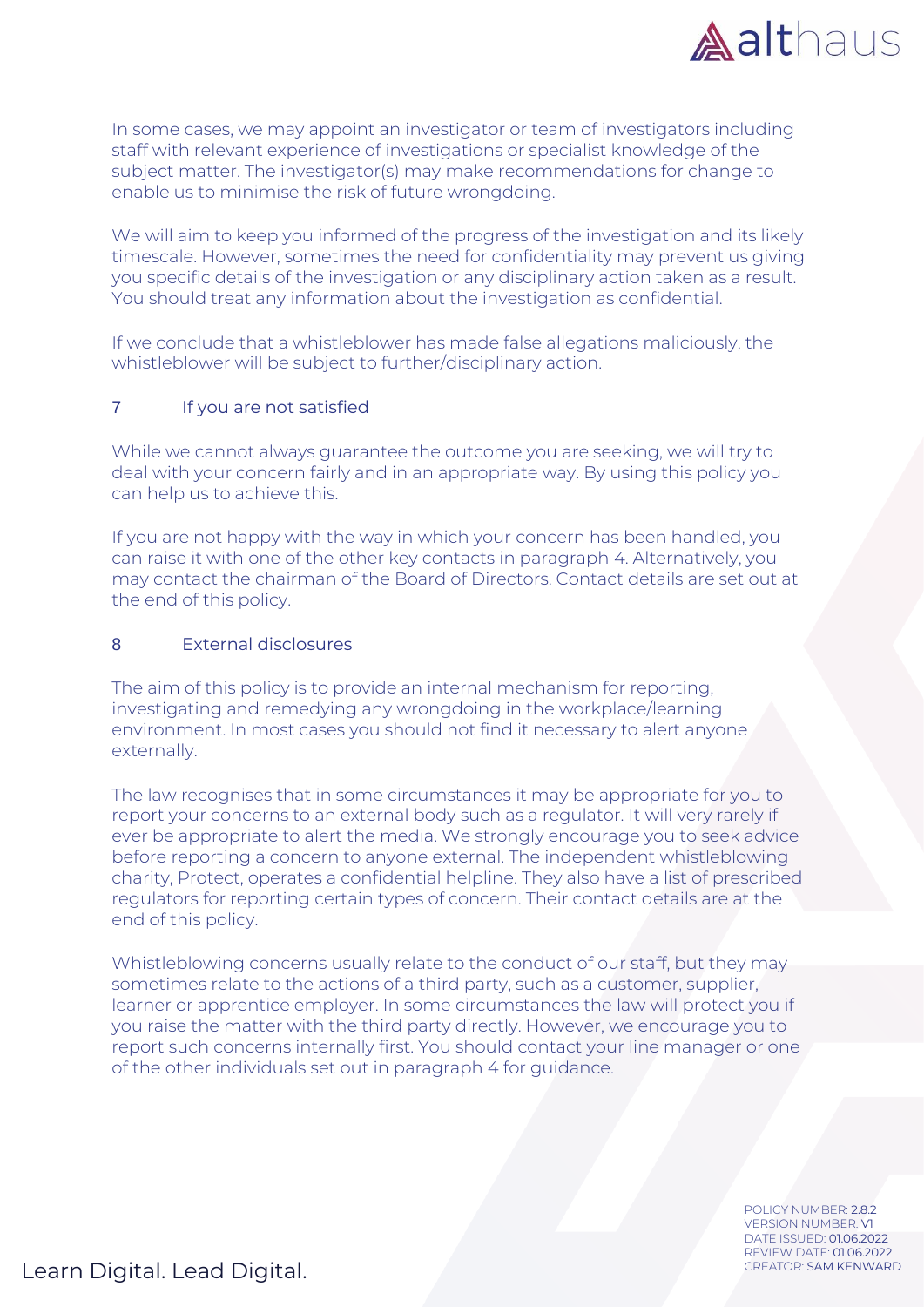In some cases, we may appoint an investigator or team of investigators including staff with relevant experience of investigations or specialist knowledge of the subject matter. The investigator(s) may make recommendations for change to enable us to minimise the risk of future wrongdoing.

We will aim to keep you informed of the progress of the investigation and its likely timescale. However, sometimes the need for confidentiality may prevent us giving you specific details of the investigation or any disciplinary action taken as a result. You should treat any information about the investigation as confidential.

If we conclude that a whistleblower has made false allegations maliciously, the whistleblower will be subject to further/disciplinary action.

## 7 If you are not satisfied

While we cannot always guarantee the outcome you are seeking, we will try to deal with your concern fairly and in an appropriate way. By using this policy you can help us to achieve this.

If you are not happy with the way in which your concern has been handled, you can raise it with one of the other key contacts in paragraph 4. Alternatively, you may contact the chairman of the Board of Directors. Contact details are set out at the end of this policy.

## 8 External disclosures

The aim of this policy is to provide an internal mechanism for reporting, investigating and remedying any wrongdoing in the workplace/learning environment. In most cases you should not find it necessary to alert anyone externally.

The law recognises that in some circumstances it may be appropriate for you to report your concerns to an external body such as a regulator. It will very rarely if ever be appropriate to alert the media. We strongly encourage you to seek advice before reporting a concern to anyone external. The independent whistleblowing charity, Protect, operates a confidential helpline. They also have a list of prescribed regulators for reporting certain types of concern. Their contact details are at the end of this policy.

Whistleblowing concerns usually relate to the conduct of our staff, but they may sometimes relate to the actions of a third party, such as a customer, supplier, learner or apprentice employer. In some circumstances the law will protect you if you raise the matter with the third party directly. However, we encourage you to report such concerns internally first. You should contact your line manager or one of the other individuals set out in paragraph 4 for guidance.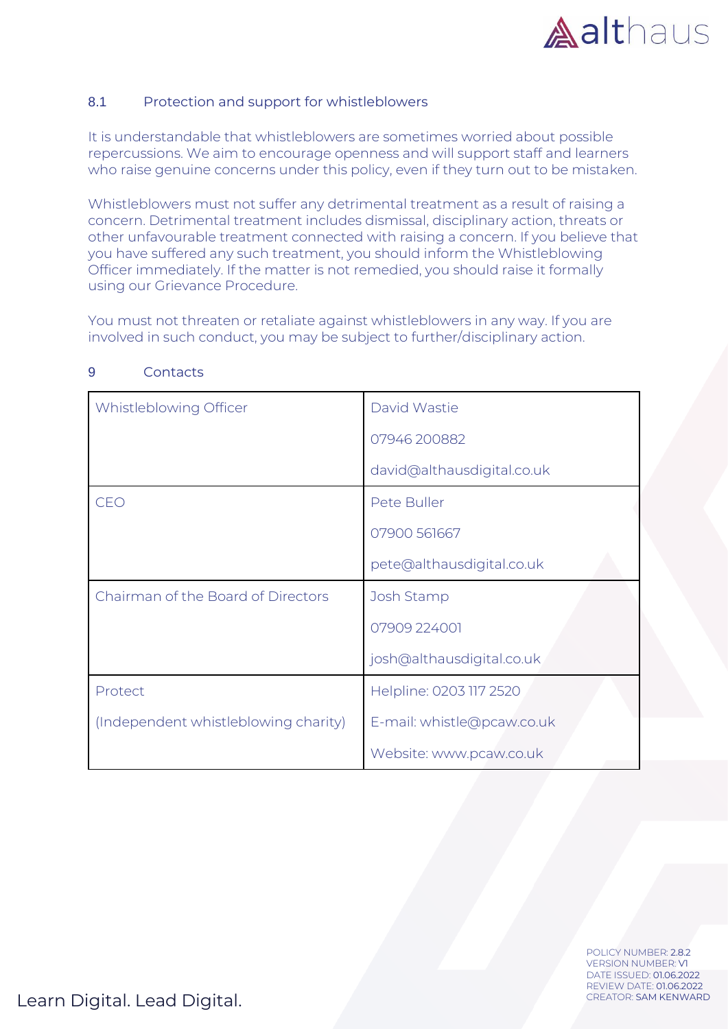### 8.1 Protection and support for whistleblowers

It is understandable that whistleblowers are sometimes worried about possible repercussions. We aim to encourage openness and will support staff and learners who raise genuine concerns under this policy, even if they turn out to be mistaken.

Whistleblowers must not suffer any detrimental treatment as a result of raising a concern. Detrimental treatment includes dismissal, disciplinary action, threats or other unfavourable treatment connected with raising a concern. If you believe that you have suffered any such treatment, you should inform the Whistleblowing Officer immediately. If the matter is not remedied, you should raise it formally using our Grievance Procedure.

You must not threaten or retaliate against whistleblowers in any way. If you are involved in such conduct, you may be subject to further/disciplinary action.

## 9 Contacts

| | |
|---|---|
| Whistleblowing Officer | David Wastie<br>07946 200882<br>david@althausdigital.co.uk |
| CEO | Pete Buller<br>07900 561667<br>pete@althausdigital.co.uk |
| Chairman of the Board of Directors | Josh Stamp<br>07909 224001<br>josh@althausdigital.co.uk |
| Protect<br>(Independent whistleblowing charity) | Helpline: 0203 117 2520<br>E-mail: whistle@pcaw.co.uk<br>Website: www.pcaw.co.uk |

POLICY NUMBER: 2.8.2
VERSION NUMBER: V1
DATE ISSUED: 01.06.2022
REVIEW DATE: 01.06.2022
CREATOR: SAM KENWARD